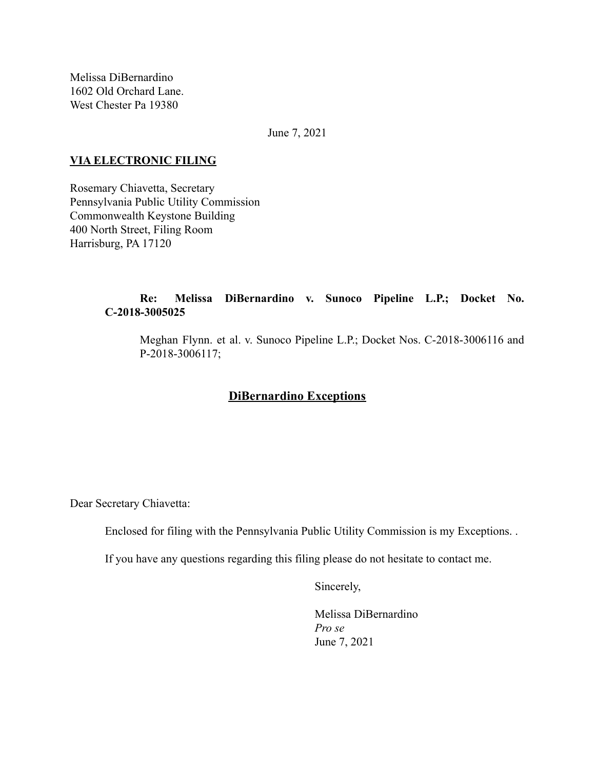Melissa DiBernardino
1602 Old Orchard Lane.
West Chester Pa 19380

June 7, 2021

**VIA ELECTRONIC FILING**

Rosemary Chiavetta, Secretary
Pennsylvania Public Utility Commission
Commonwealth Keystone Building
400 North Street, Filing Room
Harrisburg, PA 17120

**Re: Melissa DiBernardino v. Sunoco Pipeline L.P.; Docket No. C-2018-3005025**

Meghan Flynn. et al. v. Sunoco Pipeline L.P.; Docket Nos. C-2018-3006116 and P-2018-3006117;

## DiBernardino Exceptions

Dear Secretary Chiavetta:

Enclosed for filing with the Pennsylvania Public Utility Commission is my Exceptions. .

If you have any questions regarding this filing please do not hesitate to contact me.

Sincerely,

Melissa DiBernardino
*Pro se*
June 7, 2021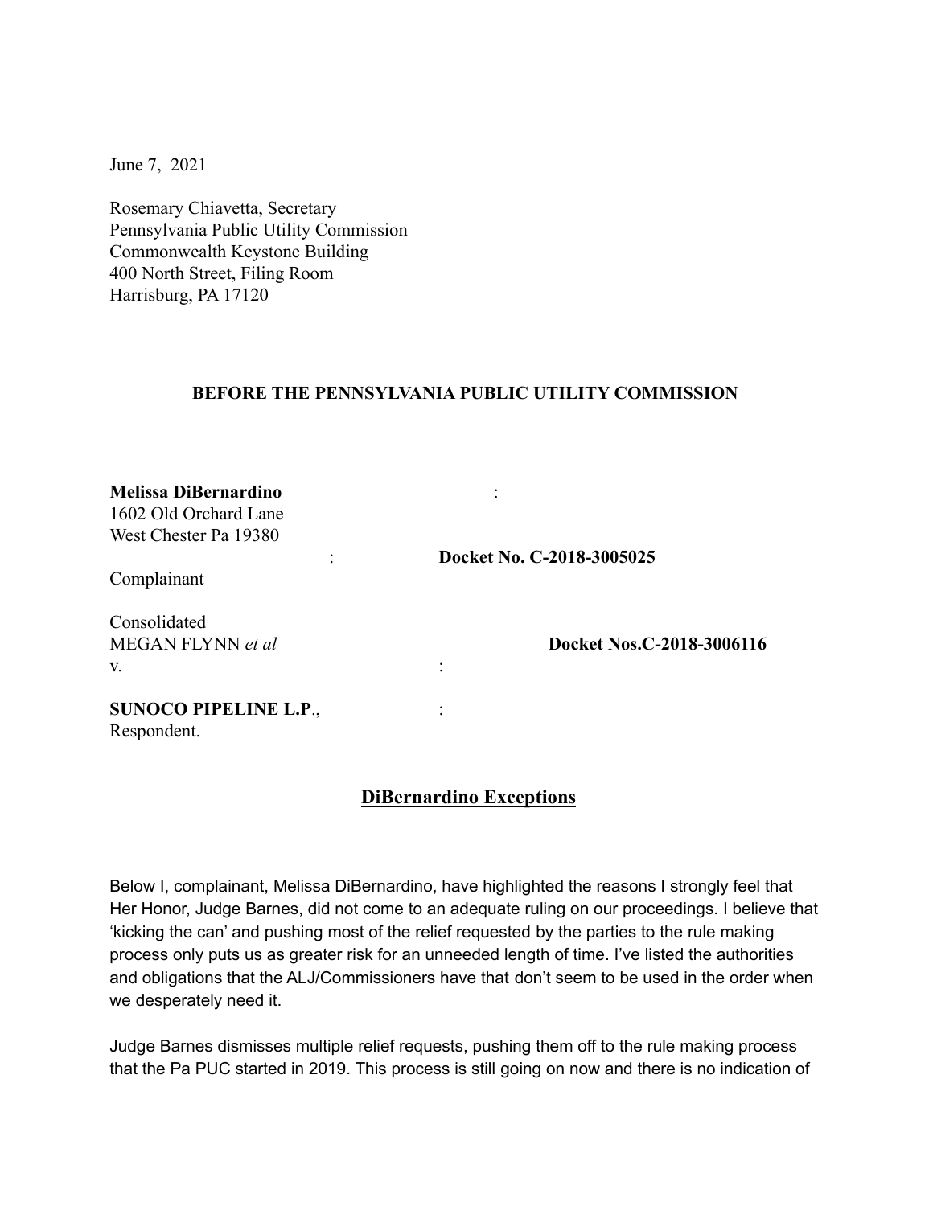June 7, 2021

Rosemary Chiavetta, Secretary
Pennsylvania Public Utility Commission
Commonwealth Keystone Building
400 North Street, Filing Room
Harrisburg, PA 17120

**BEFORE THE PENNSYLVANIA PUBLIC UTILITY COMMISSION**

**Melissa DiBernardino** :
1602 Old Orchard Lane
West Chester Pa 19380
: **Docket No. C-2018-3005025**
Complainant

Consolidated
MEGAN FLYNN *et al* **Docket Nos.C-2018-3006116**
v. :

**SUNOCO PIPELINE L.P**., :
Respondent.

## DiBernardino Exceptions

Below I, complainant, Melissa DiBernardino, have highlighted the reasons I strongly feel that Her Honor, Judge Barnes, did not come to an adequate ruling on our proceedings. I believe that 'kicking the can' and pushing most of the relief requested by the parties to the rule making process only puts us as greater risk for an unneeded length of time. I've listed the authorities and obligations that the ALJ/Commissioners have that don't seem to be used in the order when we desperately need it.

Judge Barnes dismisses multiple relief requests, pushing them off to the rule making process that the Pa PUC started in 2019. This process is still going on now and there is no indication of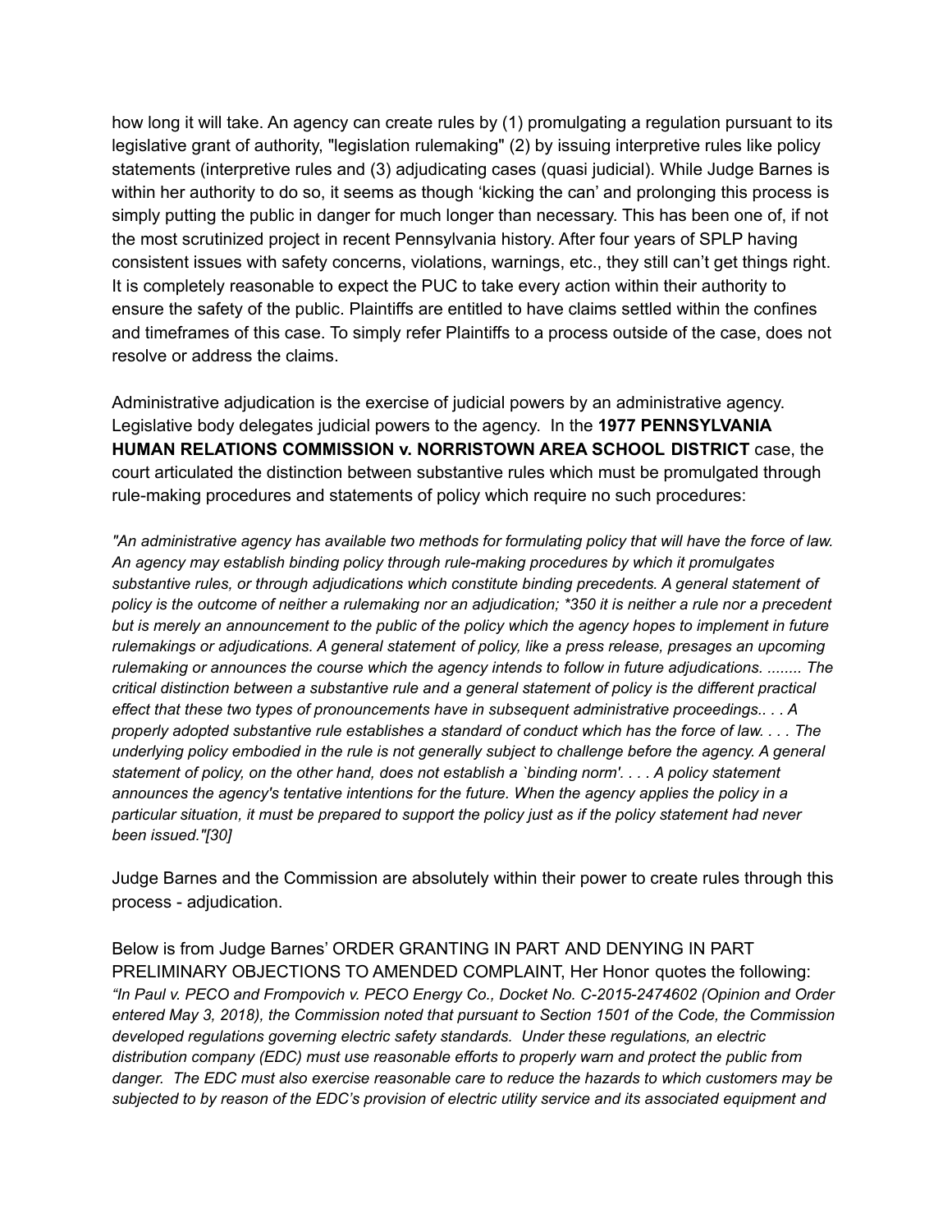how long it will take. An agency can create rules by (1) promulgating a regulation pursuant to its legislative grant of authority, "legislation rulemaking" (2) by issuing interpretive rules like policy statements (interpretive rules and (3) adjudicating cases (quasi judicial). While Judge Barnes is within her authority to do so, it seems as though 'kicking the can' and prolonging this process is simply putting the public in danger for much longer than necessary. This has been one of, if not the most scrutinized project in recent Pennsylvania history. After four years of SPLP having consistent issues with safety concerns, violations, warnings, etc., they still can't get things right. It is completely reasonable to expect the PUC to take every action within their authority to ensure the safety of the public. Plaintiffs are entitled to have claims settled within the confines and timeframes of this case. To simply refer Plaintiffs to a process outside of the case, does not resolve or address the claims.

Administrative adjudication is the exercise of judicial powers by an administrative agency. Legislative body delegates judicial powers to the agency. In the **1977 PENNSYLVANIA HUMAN RELATIONS COMMISSION v. NORRISTOWN AREA SCHOOL DISTRICT** case, the court articulated the distinction between substantive rules which must be promulgated through rule-making procedures and statements of policy which require no such procedures:

*"An administrative agency has available two methods for formulating policy that will have the force of law. An agency may establish binding policy through rule-making procedures by which it promulgates substantive rules, or through adjudications which constitute binding precedents. A general statement of policy is the outcome of neither a rulemaking nor an adjudication; *350 it is neither a rule nor a precedent but is merely an announcement to the public of the policy which the agency hopes to implement in future rulemakings or adjudications. A general statement of policy, like a press release, presages an upcoming rulemaking or announces the course which the agency intends to follow in future adjudications. ........ The critical distinction between a substantive rule and a general statement of policy is the different practical effect that these two types of pronouncements have in subsequent administrative proceedings.. . . A properly adopted substantive rule establishes a standard of conduct which has the force of law. . . . The underlying policy embodied in the rule is not generally subject to challenge before the agency. A general statement of policy, on the other hand, does not establish a `binding norm'. . . . A policy statement announces the agency's tentative intentions for the future. When the agency applies the policy in a particular situation, it must be prepared to support the policy just as if the policy statement had never been issued."[30]*

Judge Barnes and the Commission are absolutely within their power to create rules through this process - adjudication.

Below is from Judge Barnes' ORDER GRANTING IN PART AND DENYING IN PART PRELIMINARY OBJECTIONS TO AMENDED COMPLAINT, Her Honor quotes the following:
*"In Paul v. PECO and Frompovich v. PECO Energy Co., Docket No. C-2015-2474602 (Opinion and Order entered May 3, 2018), the Commission noted that pursuant to Section 1501 of the Code, the Commission developed regulations governing electric safety standards. Under these regulations, an electric distribution company (EDC) must use reasonable efforts to properly warn and protect the public from danger. The EDC must also exercise reasonable care to reduce the hazards to which customers may be subjected to by reason of the EDC's provision of electric utility service and its associated equipment and*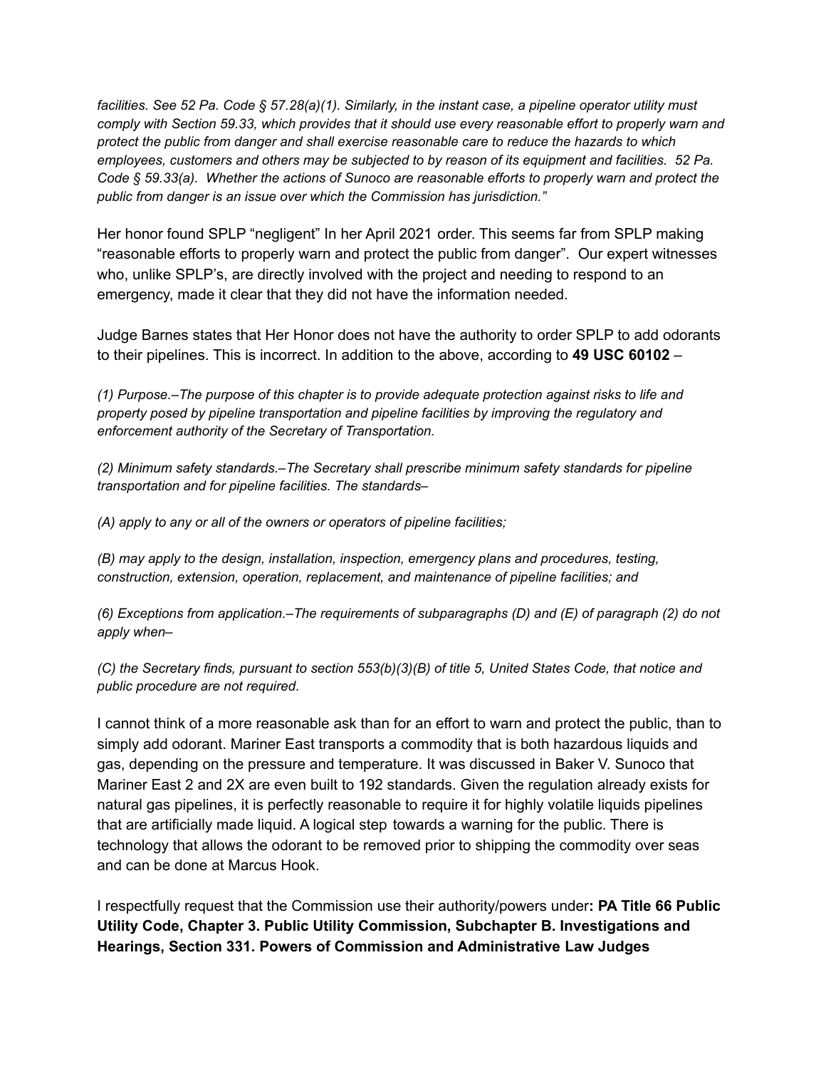*facilities. See 52 Pa. Code § 57.28(a)(1). Similarly, in the instant case, a pipeline operator utility must comply with Section 59.33, which provides that it should use every reasonable effort to properly warn and protect the public from danger and shall exercise reasonable care to reduce the hazards to which employees, customers and others may be subjected to by reason of its equipment and facilities. 52 Pa. Code § 59.33(a). Whether the actions of Sunoco are reasonable efforts to properly warn and protect the public from danger is an issue over which the Commission has jurisdiction."*

Her honor found SPLP "negligent" In her April 2021 order. This seems far from SPLP making "reasonable efforts to properly warn and protect the public from danger". Our expert witnesses who, unlike SPLP's, are directly involved with the project and needing to respond to an emergency, made it clear that they did not have the information needed.

Judge Barnes states that Her Honor does not have the authority to order SPLP to add odorants to their pipelines. This is incorrect. In addition to the above, according to **49 USC 60102** –

*(1) Purpose.–The purpose of this chapter is to provide adequate protection against risks to life and property posed by pipeline transportation and pipeline facilities by improving the regulatory and enforcement authority of the Secretary of Transportation.*

*(2) Minimum safety standards.–The Secretary shall prescribe minimum safety standards for pipeline transportation and for pipeline facilities. The standards–*

*(A) apply to any or all of the owners or operators of pipeline facilities;*

*(B) may apply to the design, installation, inspection, emergency plans and procedures, testing, construction, extension, operation, replacement, and maintenance of pipeline facilities; and*

*(6) Exceptions from application.–The requirements of subparagraphs (D) and (E) of paragraph (2) do not apply when–*

*(C) the Secretary finds, pursuant to section 553(b)(3)(B) of title 5, United States Code, that notice and public procedure are not required.*

I cannot think of a more reasonable ask than for an effort to warn and protect the public, than to simply add odorant. Mariner East transports a commodity that is both hazardous liquids and gas, depending on the pressure and temperature. It was discussed in Baker V. Sunoco that Mariner East 2 and 2X are even built to 192 standards. Given the regulation already exists for natural gas pipelines, it is perfectly reasonable to require it for highly volatile liquids pipelines that are artificially made liquid. A logical step towards a warning for the public. There is technology that allows the odorant to be removed prior to shipping the commodity over seas and can be done at Marcus Hook.

I respectfully request that the Commission use their authority/powers under**: PA Title 66 Public Utility Code, Chapter 3. Public Utility Commission, Subchapter B. Investigations and Hearings, Section 331. Powers of Commission and Administrative Law Judges**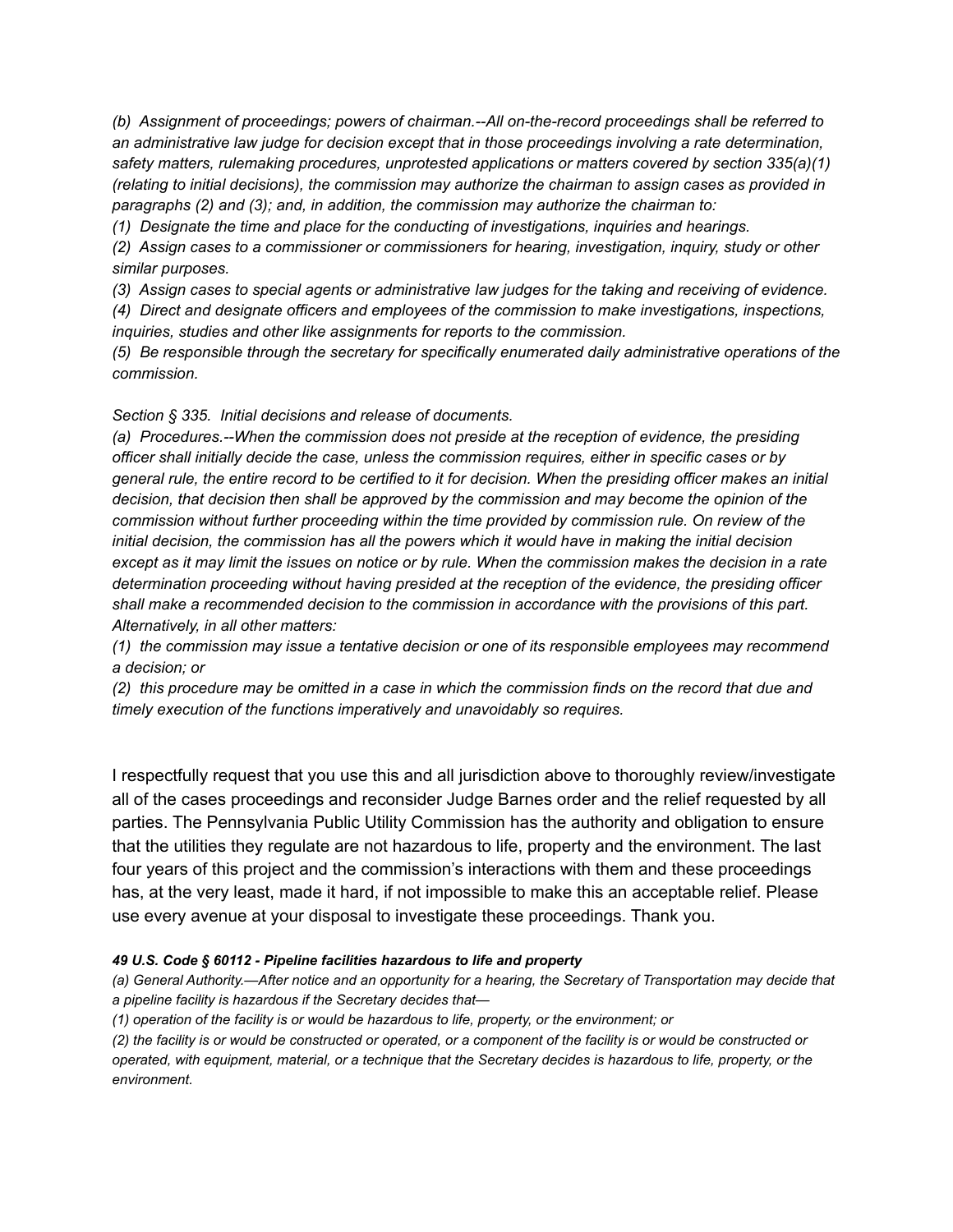*(b) Assignment of proceedings; powers of chairman.--All on-the-record proceedings shall be referred to an administrative law judge for decision except that in those proceedings involving a rate determination, safety matters, rulemaking procedures, unprotested applications or matters covered by section 335(a)(1) (relating to initial decisions), the commission may authorize the chairman to assign cases as provided in paragraphs (2) and (3); and, in addition, the commission may authorize the chairman to:*

*(1) Designate the time and place for the conducting of investigations, inquiries and hearings.*

*(2) Assign cases to a commissioner or commissioners for hearing, investigation, inquiry, study or other similar purposes.*

*(3) Assign cases to special agents or administrative law judges for the taking and receiving of evidence.*

*(4) Direct and designate officers and employees of the commission to make investigations, inspections, inquiries, studies and other like assignments for reports to the commission.*

*(5) Be responsible through the secretary for specifically enumerated daily administrative operations of the commission.*

*Section § 335. Initial decisions and release of documents.*

*(a) Procedures.--When the commission does not preside at the reception of evidence, the presiding officer shall initially decide the case, unless the commission requires, either in specific cases or by general rule, the entire record to be certified to it for decision. When the presiding officer makes an initial decision, that decision then shall be approved by the commission and may become the opinion of the commission without further proceeding within the time provided by commission rule. On review of the initial decision, the commission has all the powers which it would have in making the initial decision except as it may limit the issues on notice or by rule. When the commission makes the decision in a rate determination proceeding without having presided at the reception of the evidence, the presiding officer shall make a recommended decision to the commission in accordance with the provisions of this part. Alternatively, in all other matters:*

*(1) the commission may issue a tentative decision or one of its responsible employees may recommend a decision; or*

*(2) this procedure may be omitted in a case in which the commission finds on the record that due and timely execution of the functions imperatively and unavoidably so requires.*

I respectfully request that you use this and all jurisdiction above to thoroughly review/investigate all of the cases proceedings and reconsider Judge Barnes order and the relief requested by all parties. The Pennsylvania Public Utility Commission has the authority and obligation to ensure that the utilities they regulate are not hazardous to life, property and the environment. The last four years of this project and the commission's interactions with them and these proceedings has, at the very least, made it hard, if not impossible to make this an acceptable relief. Please use every avenue at your disposal to investigate these proceedings. Thank you.

***49 U.S. Code § 60112 - Pipeline facilities hazardous to life and property***

*(a) General Authority.—After notice and an opportunity for a hearing, the Secretary of Transportation may decide that a pipeline facility is hazardous if the Secretary decides that—*

*(1) operation of the facility is or would be hazardous to life, property, or the environment; or*

*(2) the facility is or would be constructed or operated, or a component of the facility is or would be constructed or operated, with equipment, material, or a technique that the Secretary decides is hazardous to life, property, or the environment.*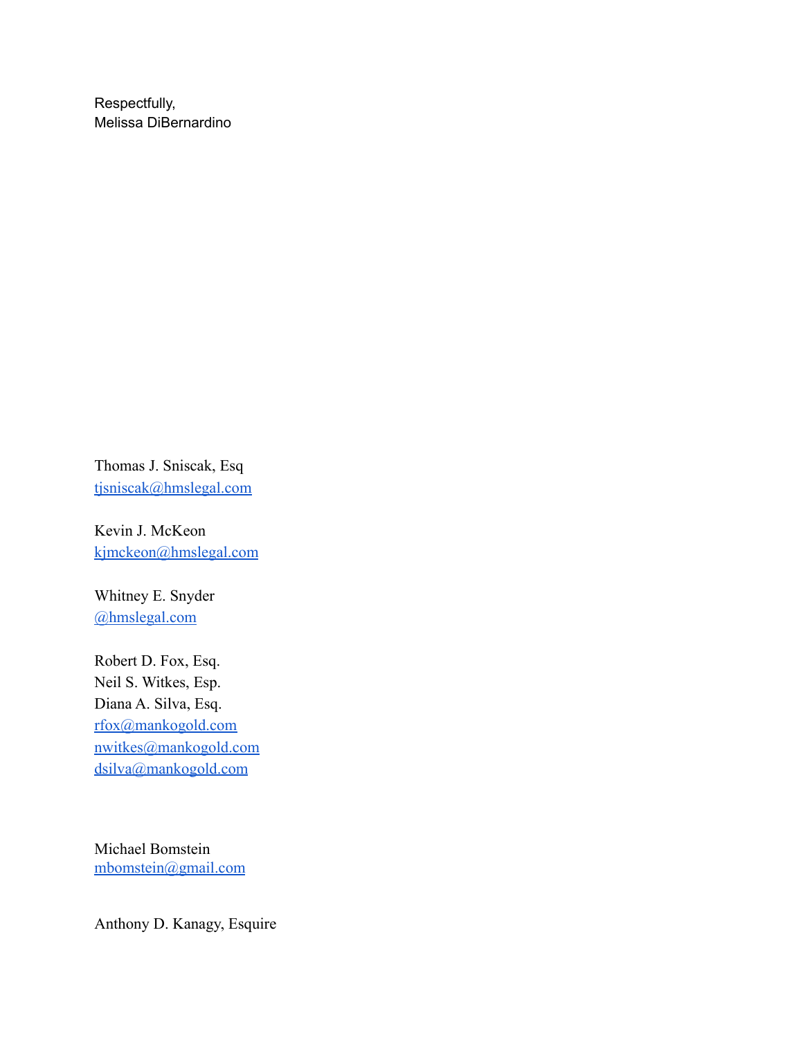Respectfully,
Melissa DiBernardino

Thomas J. Sniscak, Esq
tjsniscak@hmslegal.com

Kevin J. McKeon
kjmckeon@hmslegal.com

Whitney E. Snyder
@hmslegal.com

Robert D. Fox, Esq.
Neil S. Witkes, Esp.
Diana A. Silva, Esq.
rfox@mankogold.com
nwitkes@mankogold.com
dsilva@mankogold.com

Michael Bomstein
mbomstein@gmail.com

Anthony D. Kanagy, Esquire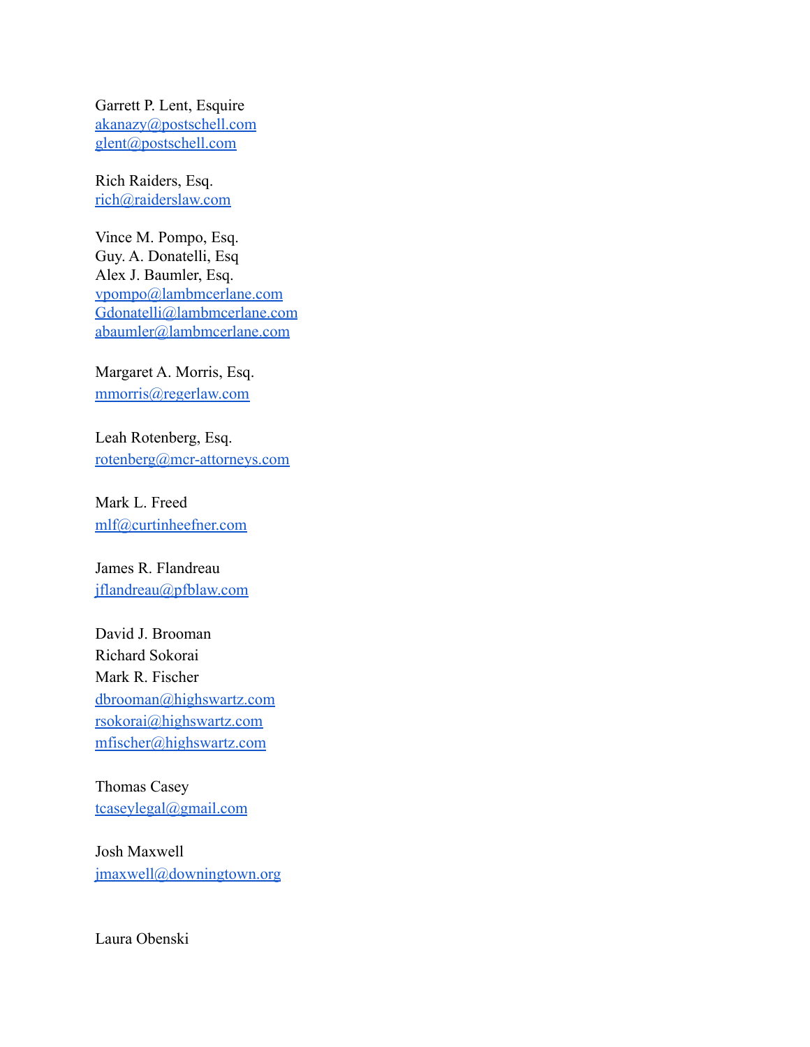Garrett P. Lent, Esquire
akanazy@postschell.com
glent@postschell.com

Rich Raiders, Esq.
rich@raiderslaw.com

Vince M. Pompo, Esq.
Guy. A. Donatelli, Esq
Alex J. Baumler, Esq.
vpompo@lambmcerlane.com
Gdonatelli@lambmcerlane.com
abaumler@lambmcerlane.com

Margaret A. Morris, Esq.
mmorris@regerlaw.com

Leah Rotenberg, Esq.
rotenberg@mcr-attorneys.com

Mark L. Freed
mlf@curtinheefner.com

James R. Flandreau
jflandreau@pfblaw.com

David J. Brooman
Richard Sokorai
Mark R. Fischer
dbrooman@highswartz.com
rsokorai@highswartz.com
mfischer@highswartz.com

Thomas Casey
tcaseylegal@gmail.com

Josh Maxwell
jmaxwell@downingtown.org

Laura Obenski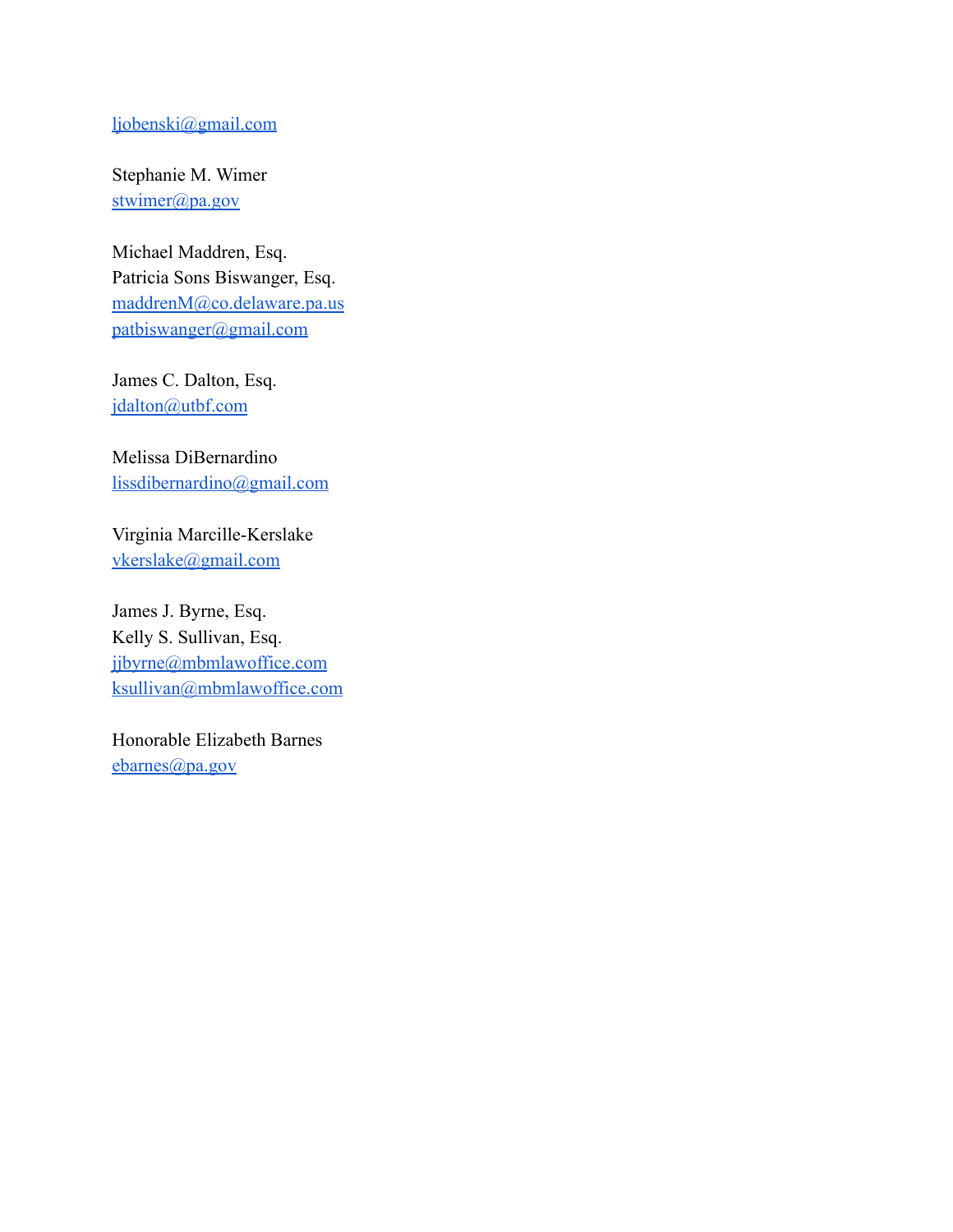ljobenski@gmail.com

Stephanie M. Wimer
stwimer@pa.gov

Michael Maddren, Esq.
Patricia Sons Biswanger, Esq.
maddrenM@co.delaware.pa.us
patbiswanger@gmail.com

James C. Dalton, Esq.
jdalton@utbf.com

Melissa DiBernardino
lissdibernardino@gmail.com

Virginia Marcille-Kerslake
vkerslake@gmail.com

James J. Byrne, Esq.
Kelly S. Sullivan, Esq.
jjbyrne@mbmlawoffice.com
ksullivan@mbmlawoffice.com

Honorable Elizabeth Barnes
ebarnes@pa.gov